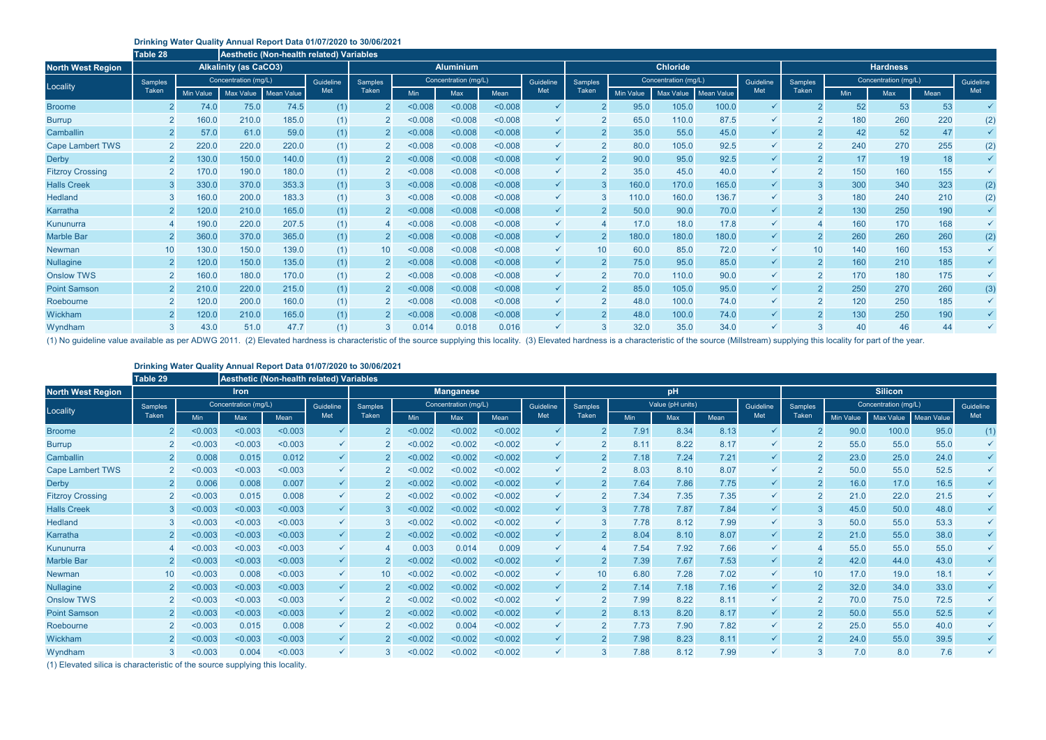## Drinking Water Quality Annual Report Data 01/07/2020 to 30/06/2021

**Table 28** — Aesthetic (Non-health related) Variables

| North West Region | Alkalinity (as $CaCO_3$) | | | | | Aluminium | | | | | Chloride | | | | | Hardness | | | | |
|---|---|---|---|---|---|---|---|---|---|---|---|---|---|---|---|---|---|---|---|---|
| Locality | Samples Taken | Concentration (mg/L) Min Value | Max Value | Mean Value | Guideline Met | Samples Taken | Concentration (mg/L) Min | Max | Mean | Guideline Met | Samples Taken | Concentration (mg/L) Min Value | Max Value | Mean Value | Guideline Met | Samples Taken | Concentration (mg/L) Min | Max | Mean | Guideline Met |
| Broome | 2 | 74.0 | 75.0 | 74.5 | (1) | 2 | <0.008 | <0.008 | <0.008 | ✓ | 2 | 95.0 | 105.0 | 100.0 | ✓ | 2 | 52 | 53 | 53 | ✓ |
| Burrup | 2 | 160.0 | 210.0 | 185.0 | (1) | 2 | <0.008 | <0.008 | <0.008 | ✓ | 2 | 65.0 | 110.0 | 87.5 | ✓ | 2 | 180 | 260 | 220 | (2) |
| Camballin | 2 | 57.0 | 61.0 | 59.0 | (1) | 2 | <0.008 | <0.008 | <0.008 | ✓ | 2 | 35.0 | 55.0 | 45.0 | ✓ | 2 | 42 | 52 | 47 | ✓ |
| Cape Lambert TWS | 2 | 220.0 | 220.0 | 220.0 | (1) | 2 | <0.008 | <0.008 | <0.008 | ✓ | 2 | 80.0 | 105.0 | 92.5 | ✓ | 2 | 240 | 270 | 255 | (2) |
| Derby | 2 | 130.0 | 150.0 | 140.0 | (1) | 2 | <0.008 | <0.008 | <0.008 | ✓ | 2 | 90.0 | 95.0 | 92.5 | ✓ | 2 | 17 | 19 | 18 | ✓ |
| Fitzroy Crossing | 2 | 170.0 | 190.0 | 180.0 | (1) | 2 | <0.008 | <0.008 | <0.008 | ✓ | 2 | 35.0 | 45.0 | 40.0 | ✓ | 2 | 150 | 160 | 155 | ✓ |
| Halls Creek | 3 | 330.0 | 370.0 | 353.3 | (1) | 3 | <0.008 | <0.008 | <0.008 | ✓ | 3 | 160.0 | 170.0 | 165.0 | ✓ | 3 | 300 | 340 | 323 | (2) |
| Hedland | 3 | 160.0 | 200.0 | 183.3 | (1) | 3 | <0.008 | <0.008 | <0.008 | ✓ | 3 | 110.0 | 160.0 | 136.7 | ✓ | 3 | 180 | 240 | 210 | (2) |
| Karratha | 2 | 120.0 | 210.0 | 165.0 | (1) | 2 | <0.008 | <0.008 | <0.008 | ✓ | 2 | 50.0 | 90.0 | 70.0 | ✓ | 2 | 130 | 250 | 190 | ✓ |
| Kununurra | 4 | 190.0 | 220.0 | 207.5 | (1) | 4 | <0.008 | <0.008 | <0.008 | ✓ | 4 | 17.0 | 18.0 | 17.8 | ✓ | 4 | 160 | 170 | 168 | ✓ |
| Marble Bar | 2 | 360.0 | 370.0 | 365.0 | (1) | 2 | <0.008 | <0.008 | <0.008 | ✓ | 2 | 180.0 | 180.0 | 180.0 | ✓ | 2 | 260 | 260 | 260 | (2) |
| Newman | 10 | 130.0 | 150.0 | 139.0 | (1) | 10 | <0.008 | <0.008 | <0.008 | ✓ | 10 | 60.0 | 85.0 | 72.0 | ✓ | 10 | 140 | 160 | 153 | ✓ |
| Nullagine | 2 | 120.0 | 150.0 | 135.0 | (1) | 2 | <0.008 | <0.008 | <0.008 | ✓ | 2 | 75.0 | 95.0 | 85.0 | ✓ | 2 | 160 | 210 | 185 | ✓ |
| Onslow TWS | 2 | 160.0 | 180.0 | 170.0 | (1) | 2 | <0.008 | <0.008 | <0.008 | ✓ | 2 | 70.0 | 110.0 | 90.0 | ✓ | 2 | 170 | 180 | 175 | ✓ |
| Point Samson | 2 | 210.0 | 220.0 | 215.0 | (1) | 2 | <0.008 | <0.008 | <0.008 | ✓ | 2 | 85.0 | 105.0 | 95.0 | ✓ | 2 | 250 | 270 | 260 | (3) |
| Roebourne | 2 | 120.0 | 200.0 | 160.0 | (1) | 2 | <0.008 | <0.008 | <0.008 | ✓ | 2 | 48.0 | 100.0 | 74.0 | ✓ | 2 | 120 | 250 | 185 | ✓ |
| Wickham | 2 | 120.0 | 210.0 | 165.0 | (1) | 2 | <0.008 | <0.008 | <0.008 | ✓ | 2 | 48.0 | 100.0 | 74.0 | ✓ | 2 | 130 | 250 | 190 | ✓ |
| Wyndham | 3 | 43.0 | 51.0 | 47.7 | (1) | 3 | 0.014 | 0.018 | 0.016 | ✓ | 3 | 32.0 | 35.0 | 34.0 | ✓ | 3 | 40 | 46 | 44 | ✓ |

(1) No guideline value available as per ADWG 2011. (2) Elevated hardness is characteristic of the source supplying this locality. (3) Elevated hardness is a characteristic of the source (Millstream) supplying this locality for part of the year.

## Drinking Water Quality Annual Report Data 01/07/2020 to 30/06/2021

**Table 29** — Aesthetic (Non-health related) Variables

| North West Region | Iron | | | | | Manganese | | | | | pH | | | | | Silicon | | | | |
|---|---|---|---|---|---|---|---|---|---|---|---|---|---|---|---|---|---|---|---|---|
| Locality | Samples Taken | Concentration (mg/L) Min | Max | Mean | Guideline Met | Samples Taken | Concentration (mg/L) Min | Max | Mean | Guideline Met | Samples Taken | Value (pH units) Min | Max | Mean | Guideline Met | Samples Taken | Concentration (mg/L) Min Value | Max Value | Mean Value | Guideline Met |
| Broome | 2 | <0.003 | <0.003 | <0.003 | ✓ | 2 | <0.002 | <0.002 | <0.002 | ✓ | 2 | 7.91 | 8.34 | 8.13 | ✓ | 2 | 90.0 | 100.0 | 95.0 | (1) |
| Burrup | 2 | <0.003 | <0.003 | <0.003 | ✓ | 2 | <0.002 | <0.002 | <0.002 | ✓ | 2 | 8.11 | 8.22 | 8.17 | ✓ | 2 | 55.0 | 55.0 | 55.0 | ✓ |
| Camballin | 2 | 0.008 | 0.015 | 0.012 | ✓ | 2 | <0.002 | <0.002 | <0.002 | ✓ | 2 | 7.18 | 7.24 | 7.21 | ✓ | 2 | 23.0 | 25.0 | 24.0 | ✓ |
| Cape Lambert TWS | 2 | <0.003 | <0.003 | <0.003 | ✓ | 2 | <0.002 | <0.002 | <0.002 | ✓ | 2 | 8.03 | 8.10 | 8.07 | ✓ | 2 | 50.0 | 55.0 | 52.5 | ✓ |
| Derby | 2 | 0.006 | 0.008 | 0.007 | ✓ | 2 | <0.002 | <0.002 | <0.002 | ✓ | 2 | 7.64 | 7.86 | 7.75 | ✓ | 2 | 16.0 | 17.0 | 16.5 | ✓ |
| Fitzroy Crossing | 2 | <0.003 | 0.015 | 0.008 | ✓ | 2 | <0.002 | <0.002 | <0.002 | ✓ | 2 | 7.34 | 7.35 | 7.35 | ✓ | 2 | 21.0 | 22.0 | 21.5 | ✓ |
| Halls Creek | 3 | <0.003 | <0.003 | <0.003 | ✓ | 3 | <0.002 | <0.002 | <0.002 | ✓ | 3 | 7.78 | 7.87 | 7.84 | ✓ | 3 | 45.0 | 50.0 | 48.0 | ✓ |
| Hedland | 3 | <0.003 | <0.003 | <0.003 | ✓ | 3 | <0.002 | <0.002 | <0.002 | ✓ | 3 | 7.78 | 8.12 | 7.99 | ✓ | 3 | 50.0 | 55.0 | 53.3 | ✓ |
| Karratha | 2 | <0.003 | <0.003 | <0.003 | ✓ | 2 | <0.002 | <0.002 | <0.002 | ✓ | 2 | 8.04 | 8.10 | 8.07 | ✓ | 2 | 21.0 | 55.0 | 38.0 | ✓ |
| Kununurra | 4 | <0.003 | <0.003 | <0.003 | ✓ | 4 | 0.003 | 0.014 | 0.009 | ✓ | 4 | 7.54 | 7.92 | 7.66 | ✓ | 4 | 55.0 | 55.0 | 55.0 | ✓ |
| Marble Bar | 2 | <0.003 | <0.003 | <0.003 | ✓ | 2 | <0.002 | <0.002 | <0.002 | ✓ | 2 | 7.39 | 7.67 | 7.53 | ✓ | 2 | 42.0 | 44.0 | 43.0 | ✓ |
| Newman | 10 | <0.003 | 0.008 | <0.003 | ✓ | 10 | <0.002 | <0.002 | <0.002 | ✓ | 10 | 6.80 | 7.28 | 7.02 | ✓ | 10 | 17.0 | 19.0 | 18.1 | ✓ |
| Nullagine | 2 | <0.003 | <0.003 | <0.003 | ✓ | 2 | <0.002 | <0.002 | <0.002 | ✓ | 2 | 7.14 | 7.18 | 7.16 | ✓ | 2 | 32.0 | 34.0 | 33.0 | ✓ |
| Onslow TWS | 2 | <0.003 | <0.003 | <0.003 | ✓ | 2 | <0.002 | <0.002 | <0.002 | ✓ | 2 | 7.99 | 8.22 | 8.11 | ✓ | 2 | 70.0 | 75.0 | 72.5 | ✓ |
| Point Samson | 2 | <0.003 | <0.003 | <0.003 | ✓ | 2 | <0.002 | <0.002 | <0.002 | ✓ | 2 | 8.13 | 8.20 | 8.17 | ✓ | 2 | 50.0 | 55.0 | 52.5 | ✓ |
| Roebourne | 2 | <0.003 | 0.015 | 0.008 | ✓ | 2 | <0.002 | 0.004 | <0.002 | ✓ | 2 | 7.73 | 7.90 | 7.82 | ✓ | 2 | 25.0 | 55.0 | 40.0 | ✓ |
| Wickham | 2 | <0.003 | <0.003 | <0.003 | ✓ | 2 | <0.002 | <0.002 | <0.002 | ✓ | 2 | 7.98 | 8.23 | 8.11 | ✓ | 2 | 24.0 | 55.0 | 39.5 | ✓ |
| Wyndham | 3 | <0.003 | 0.004 | <0.003 | ✓ | 3 | <0.002 | <0.002 | <0.002 | ✓ | 3 | 7.88 | 8.12 | 7.99 | ✓ | 3 | 7.0 | 8.0 | 7.6 | ✓ |

(1) Elevated silica is characteristic of the source supplying this locality.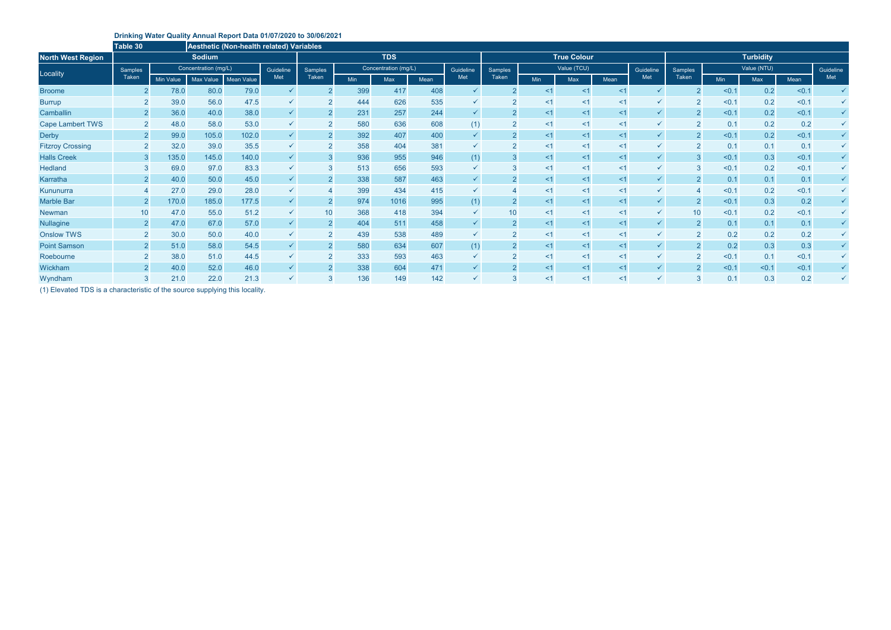**Drinking Water Quality Annual Report Data 01/07/2020 to 30/06/2021**

| Table 30 | Aesthetic (Non-health related) Variables | | | | | | | | | | | | | | | | | | | |
|---|---|---|---|---|---|---|---|---|---|---|---|---|---|---|---|---|---|---|---|---|
| **North West Region** | **Sodium** | | | | | **TDS** | | | | | **True Colour** | | | | | **Turbidity** | | | | |
| Locality | Samples Taken | Concentration (mg/L) | | | Guideline Met | Samples Taken | Concentration (mg/L) | | | Guideline Met | Samples Taken | Value (TCU) | | | Guideline Met | Samples Taken | Value (NTU) | | | Guideline Met |
| | | Min Value | Max Value | Mean Value | | | Min | Max | Mean | | | Min | Max | Mean | | | Min | Max | Mean | |
| Broome | 2 | 78.0 | 80.0 | 79.0 | ✓ | 2 | 399 | 417 | 408 | ✓ | 2 | <1 | <1 | <1 | ✓ | 2 | <0.1 | 0.2 | <0.1 | ✓ |
| Burrup | 2 | 39.0 | 56.0 | 47.5 | ✓ | 2 | 444 | 626 | 535 | ✓ | 2 | <1 | <1 | <1 | ✓ | 2 | <0.1 | 0.2 | <0.1 | ✓ |
| Camballin | 2 | 36.0 | 40.0 | 38.0 | ✓ | 2 | 231 | 257 | 244 | ✓ | 2 | <1 | <1 | <1 | ✓ | 2 | <0.1 | 0.2 | <0.1 | ✓ |
| Cape Lambert TWS | 2 | 48.0 | 58.0 | 53.0 | ✓ | 2 | 580 | 636 | 608 | (1) | 2 | <1 | <1 | <1 | ✓ | 2 | 0.1 | 0.2 | 0.2 | ✓ |
| Derby | 2 | 99.0 | 105.0 | 102.0 | ✓ | 2 | 392 | 407 | 400 | ✓ | 2 | <1 | <1 | <1 | ✓ | 2 | <0.1 | 0.2 | <0.1 | ✓ |
| Fitzroy Crossing | 2 | 32.0 | 39.0 | 35.5 | ✓ | 2 | 358 | 404 | 381 | ✓ | 2 | <1 | <1 | <1 | ✓ | 2 | 0.1 | 0.1 | 0.1 | ✓ |
| Halls Creek | 3 | 135.0 | 145.0 | 140.0 | ✓ | 3 | 936 | 955 | 946 | (1) | 3 | <1 | <1 | <1 | ✓ | 3 | <0.1 | 0.3 | <0.1 | ✓ |
| Hedland | 3 | 69.0 | 97.0 | 83.3 | ✓ | 3 | 513 | 656 | 593 | ✓ | 3 | <1 | <1 | <1 | ✓ | 3 | <0.1 | 0.2 | <0.1 | ✓ |
| Karratha | 2 | 40.0 | 50.0 | 45.0 | ✓ | 2 | 338 | 587 | 463 | ✓ | 2 | <1 | <1 | <1 | ✓ | 2 | 0.1 | 0.1 | 0.1 | ✓ |
| Kununurra | 4 | 27.0 | 29.0 | 28.0 | ✓ | 4 | 399 | 434 | 415 | ✓ | 4 | <1 | <1 | <1 | ✓ | 4 | <0.1 | 0.2 | <0.1 | ✓ |
| Marble Bar | 2 | 170.0 | 185.0 | 177.5 | ✓ | 2 | 974 | 1016 | 995 | (1) | 2 | <1 | <1 | <1 | ✓ | 2 | <0.1 | 0.3 | 0.2 | ✓ |
| Newman | 10 | 47.0 | 55.0 | 51.2 | ✓ | 10 | 368 | 418 | 394 | ✓ | 10 | <1 | <1 | <1 | ✓ | 10 | <0.1 | 0.2 | <0.1 | ✓ |
| Nullagine | 2 | 47.0 | 67.0 | 57.0 | ✓ | 2 | 404 | 511 | 458 | ✓ | 2 | <1 | <1 | <1 | ✓ | 2 | 0.1 | 0.1 | 0.1 | ✓ |
| Onslow TWS | 2 | 30.0 | 50.0 | 40.0 | ✓ | 2 | 439 | 538 | 489 | ✓ | 2 | <1 | <1 | <1 | ✓ | 2 | 0.2 | 0.2 | 0.2 | ✓ |
| Point Samson | 2 | 51.0 | 58.0 | 54.5 | ✓ | 2 | 580 | 634 | 607 | (1) | 2 | <1 | <1 | <1 | ✓ | 2 | 0.2 | 0.3 | 0.3 | ✓ |
| Roebourne | 2 | 38.0 | 51.0 | 44.5 | ✓ | 2 | 333 | 593 | 463 | ✓ | 2 | <1 | <1 | <1 | ✓ | 2 | <0.1 | 0.1 | <0.1 | ✓ |
| Wickham | 2 | 40.0 | 52.0 | 46.0 | ✓ | 2 | 338 | 604 | 471 | ✓ | 2 | <1 | <1 | <1 | ✓ | 2 | <0.1 | <0.1 | <0.1 | ✓ |
| Wyndham | 3 | 21.0 | 22.0 | 21.3 | ✓ | 3 | 136 | 149 | 142 | ✓ | 3 | <1 | <1 | <1 | ✓ | 3 | 0.1 | 0.3 | 0.2 | ✓ |

(1) Elevated TDS is a characteristic of the source supplying this locality.